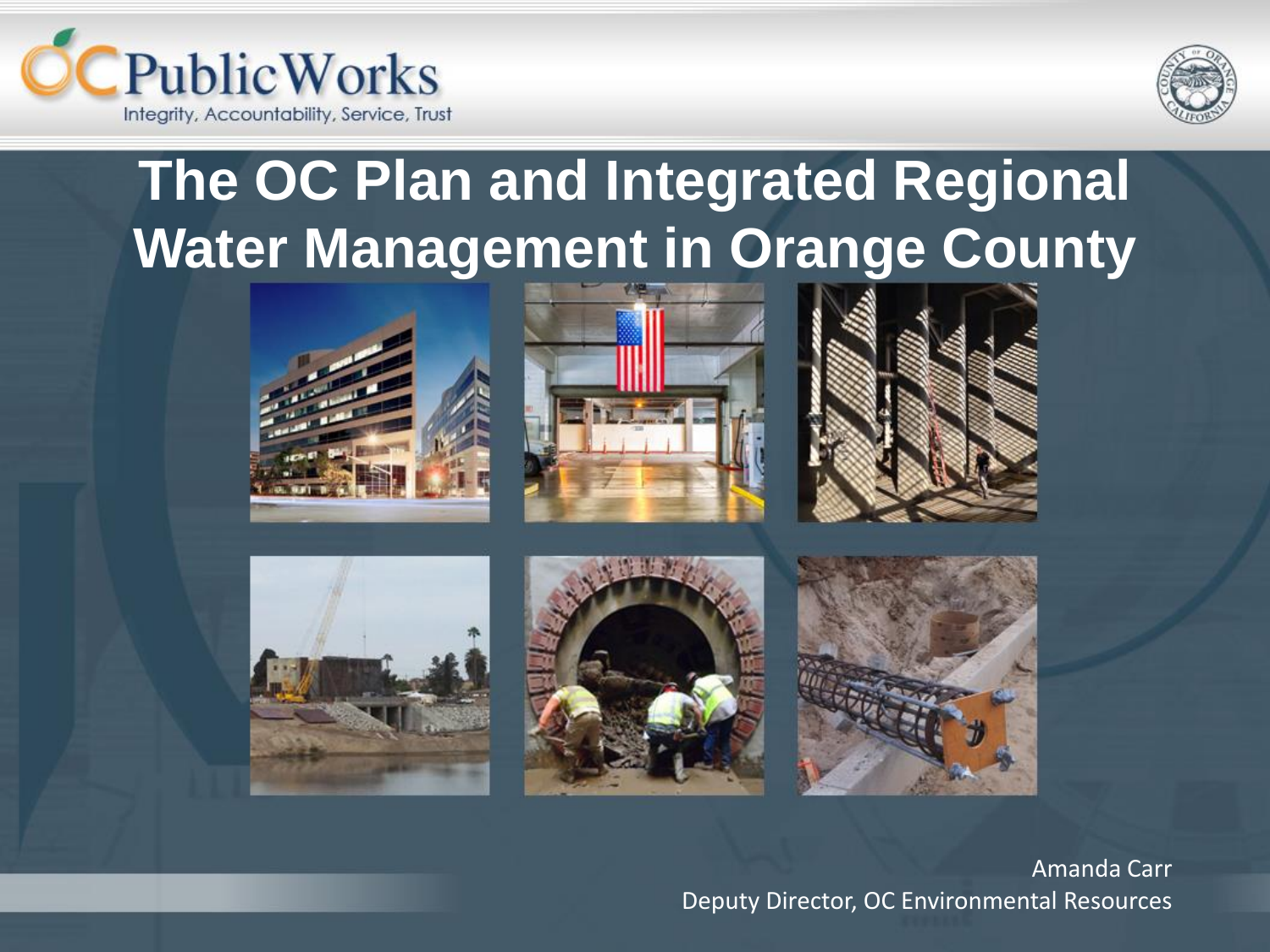OC Public Works

Integrity, Accountability, Service, Trust

# The OC Plan and Integrated Regional Water Management in Orange County

Amanda Carr

Deputy Director, OC Environmental Resources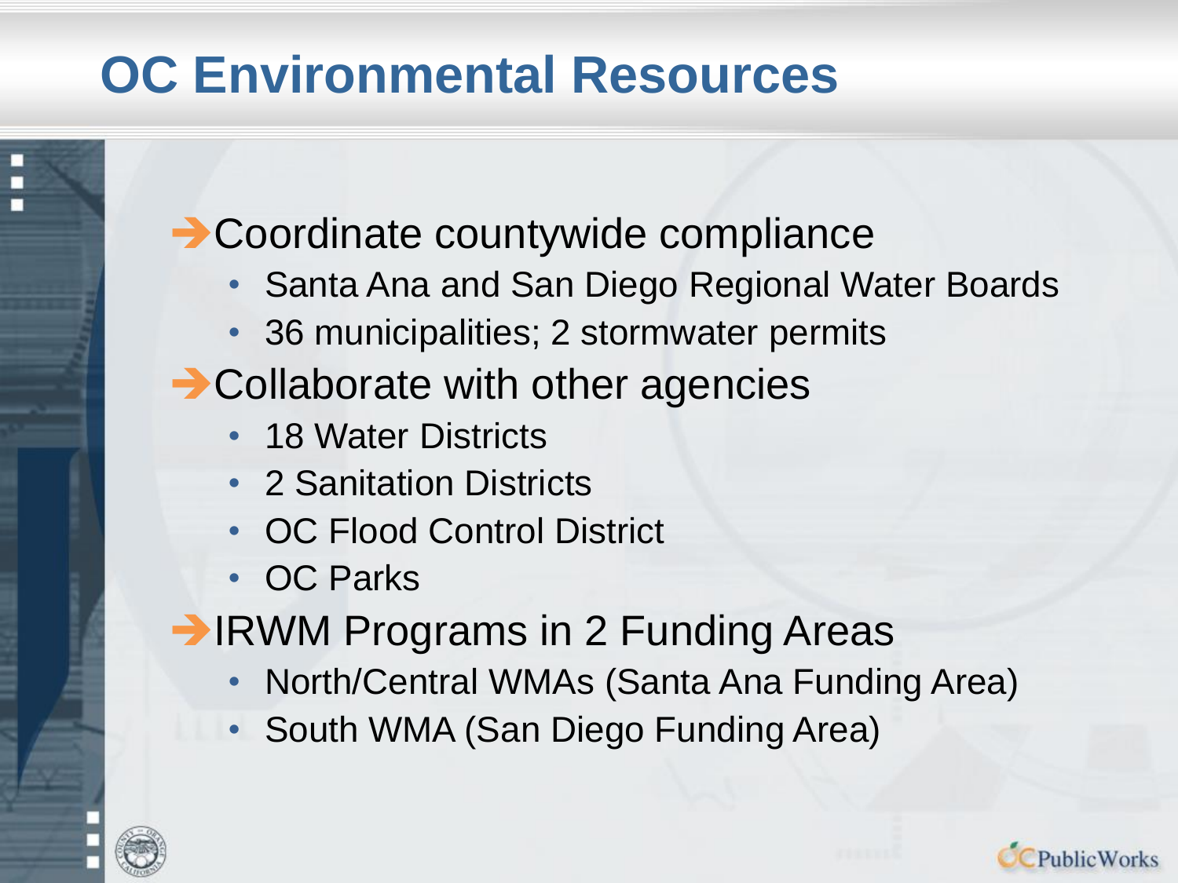# OC Environmental Resources

- Coordinate countywide compliance
  - Santa Ana and San Diego Regional Water Boards
  - 36 municipalities; 2 stormwater permits
- Collaborate with other agencies
  - 18 Water Districts
  - 2 Sanitation Districts
  - OC Flood Control District
  - OC Parks
- IRWM Programs in 2 Funding Areas
  - North/Central WMAs (Santa Ana Funding Area)
  - South WMA (San Diego Funding Area)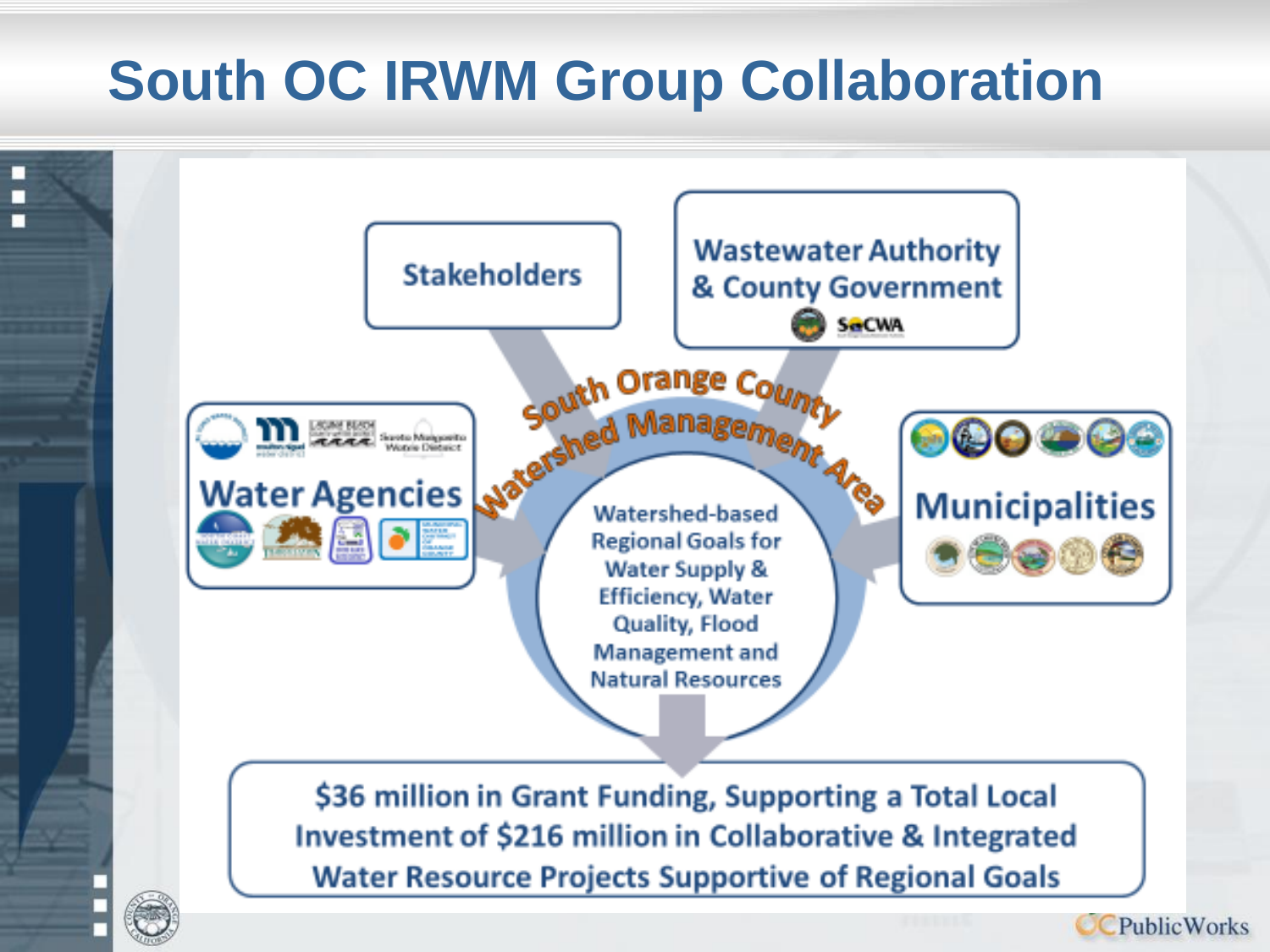# South OC IRWM Group Collaboration

Stakeholders

Wastewater Authority & County Government

SOCWA

Water Agencies

Municipalities

South Orange County Watershed Management Area

Watershed-based Regional Goals for Water Supply & Efficiency, Water Quality, Flood Management and Natural Resources

$36 million in Grant Funding, Supporting a Total Local Investment of $216 million in Collaborative & Integrated Water Resource Projects Supportive of Regional Goals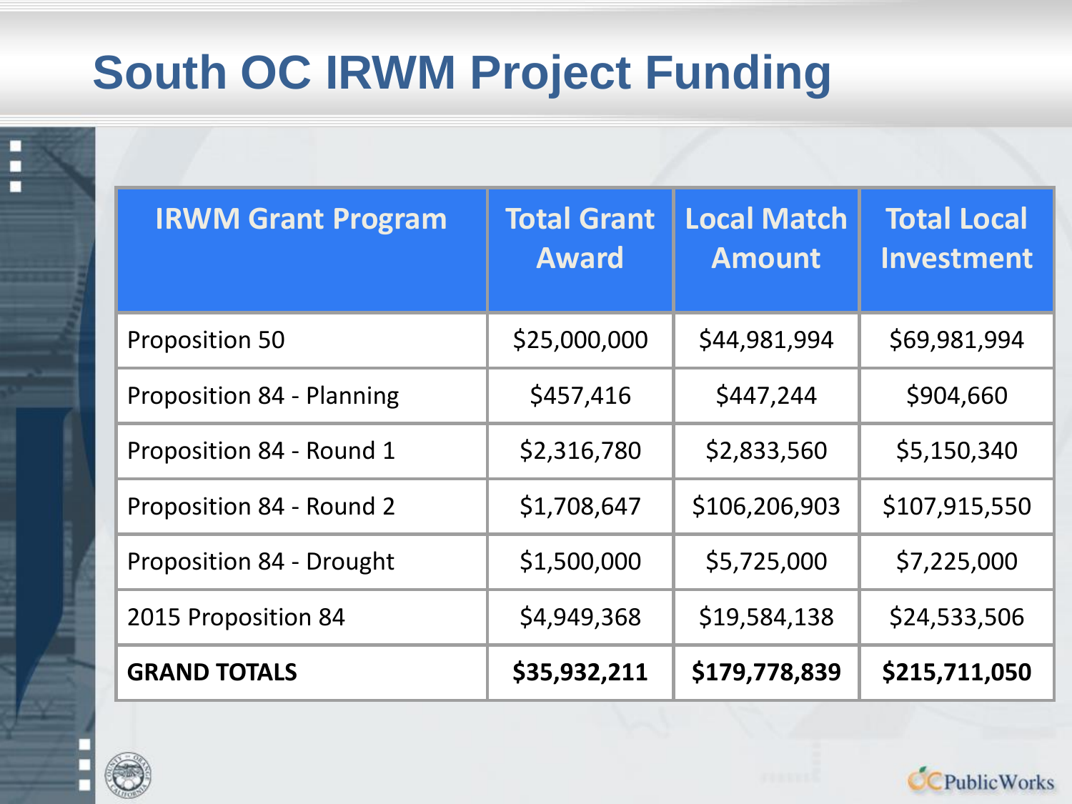# South OC IRWM Project Funding

| IRWM Grant Program | Total Grant Award | Local Match Amount | Total Local Investment |
|---|---|---|---|
| Proposition 50 | $25,000,000 | $44,981,994 | $69,981,994 |
| Proposition 84 - Planning | $457,416 | $447,244 | $904,660 |
| Proposition 84 - Round 1 | $2,316,780 | $2,833,560 | $5,150,340 |
| Proposition 84 - Round 2 | $1,708,647 | $106,206,903 | $107,915,550 |
| Proposition 84 - Drought | $1,500,000 | $5,725,000 | $7,225,000 |
| 2015 Proposition 84 | $4,949,368 | $19,584,138 | $24,533,506 |
| **GRAND TOTALS** | **$35,932,211** | **$179,778,839** | **$215,711,050** |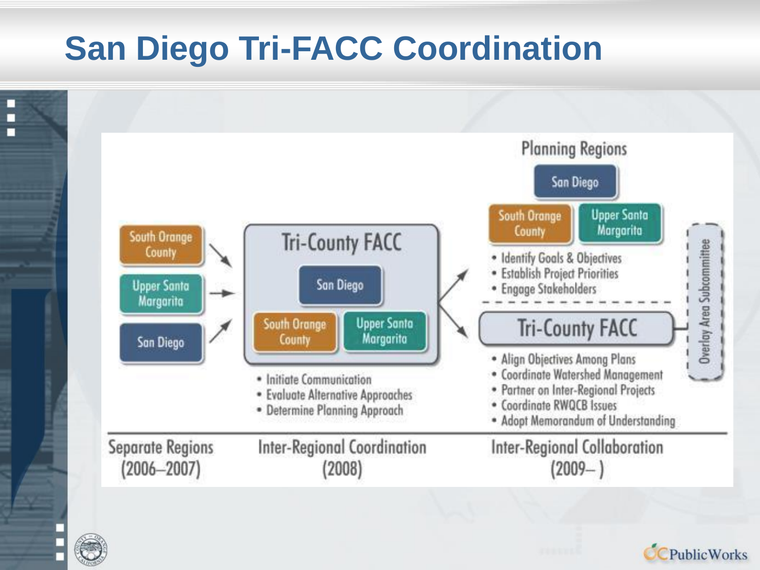# San Diego Tri-FACC Coordination

**Separate Regions (2006–2007)**

- South Orange County
- Upper Santa Margarita
- San Diego

**Inter-Regional Coordination (2008)**

Tri-County FACC

- San Diego
- South Orange County
- Upper Santa Margarita

• Initiate Communication
• Evaluate Alternative Approaches
• Determine Planning Approach

**Inter-Regional Collaboration (2009– )**

Planning Regions

- San Diego
- South Orange County
- Upper Santa Margarita

• Identify Goals & Objectives
• Establish Project Priorities
• Engage Stakeholders

Tri-County FACC

• Align Objectives Among Plans
• Coordinate Watershed Management
• Partner on Inter-Regional Projects
• Coordinate RWQCB Issues
• Adopt Memorandum of Understanding

Overlay Area Subcommittee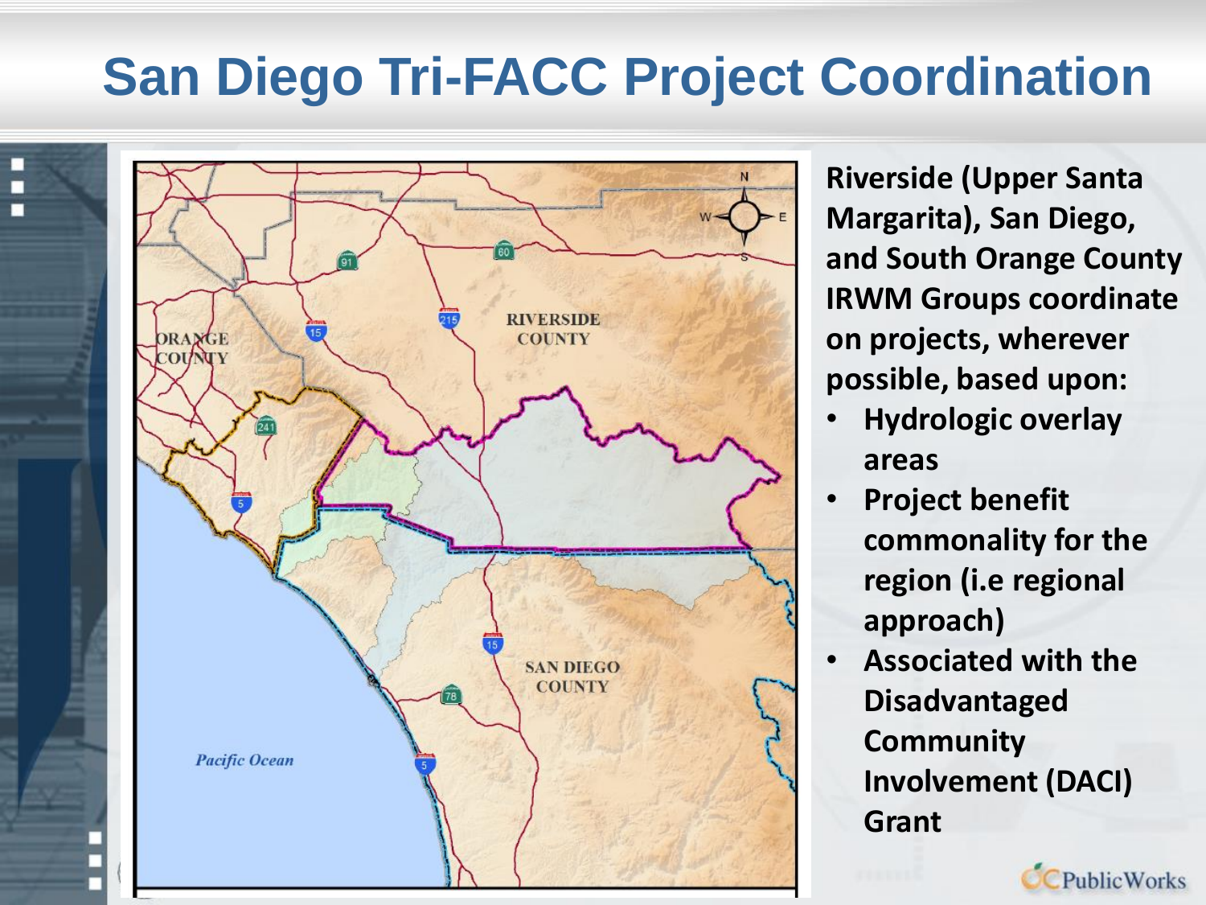# San Diego Tri-FACC Project Coordination

**Riverside (Upper Santa Margarita), San Diego, and South Orange County IRWM Groups coordinate on projects, wherever possible, based upon:**

- **Hydrologic overlay areas**
- **Project benefit commonality for the region (i.e regional approach)**
- **Associated with the Disadvantaged Community Involvement (DACI) Grant**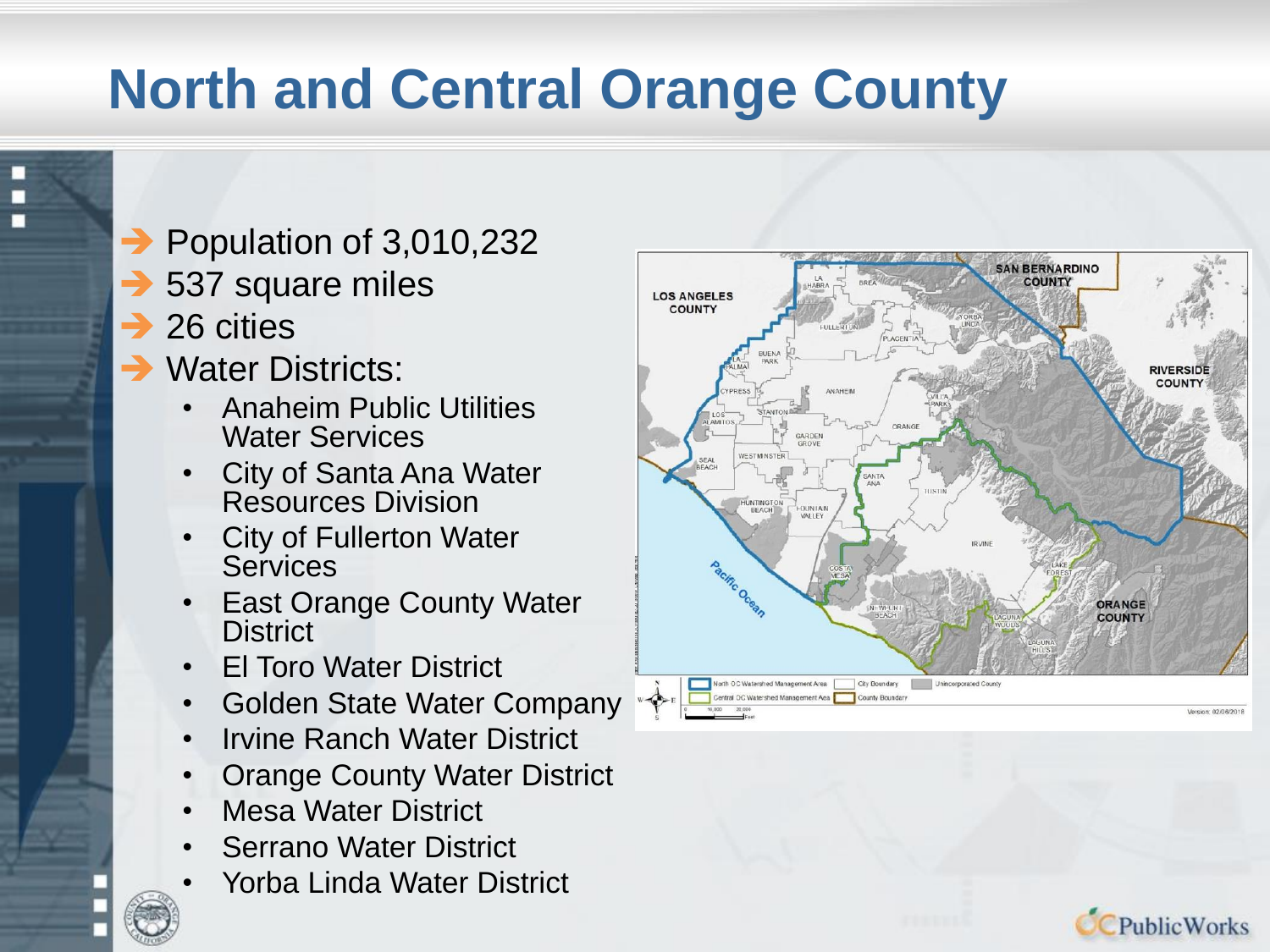# North and Central Orange County

- Population of 3,010,232
- 537 square miles
- 26 cities
- Water Districts:
  - Anaheim Public Utilities Water Services
  - City of Santa Ana Water Resources Division
  - City of Fullerton Water Services
  - East Orange County Water District
  - El Toro Water District
  - Golden State Water Company
  - Irvine Ranch Water District
  - Orange County Water District
  - Mesa Water District
  - Serrano Water District
  - Yorba Linda Water District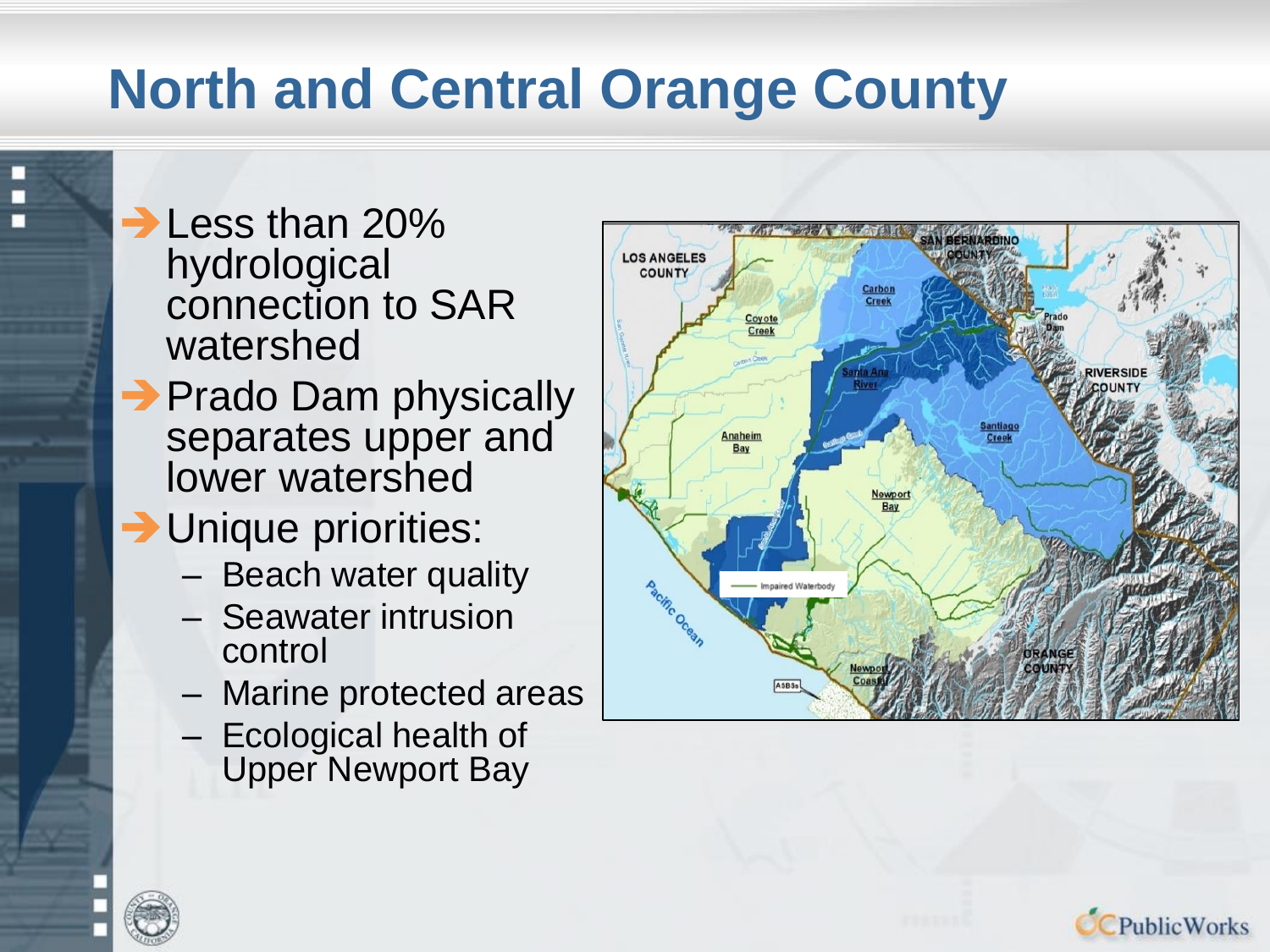# North and Central Orange County

- Less than 20% hydrological connection to SAR watershed
- Prado Dam physically separates upper and lower watershed
- Unique priorities:
  - Beach water quality
  - Seawater intrusion control
  - Marine protected areas
  - Ecological health of Upper Newport Bay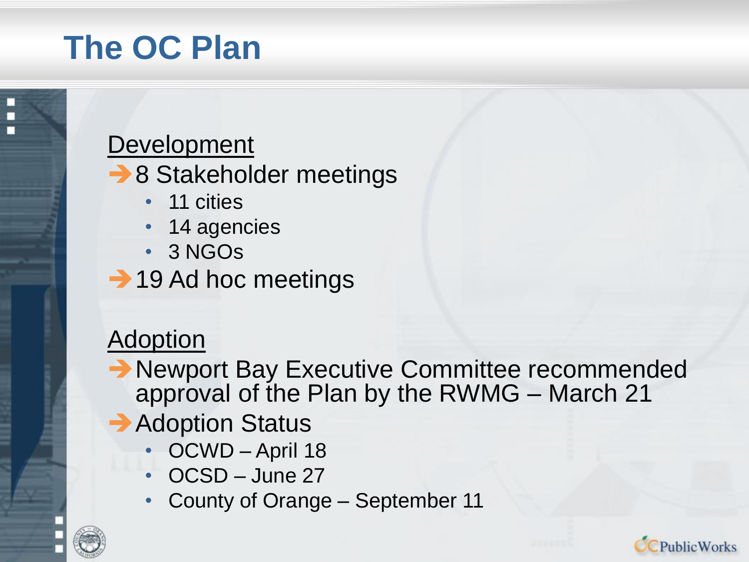# The OC Plan

## Development

- 8 Stakeholder meetings
  - 11 cities
  - 14 agencies
  - 3 NGOs
- 19 Ad hoc meetings

## Adoption

- Newport Bay Executive Committee recommended approval of the Plan by the RWMG – March 21
- Adoption Status
  - OCWD – April 18
  - OCSD – June 27
  - County of Orange – September 11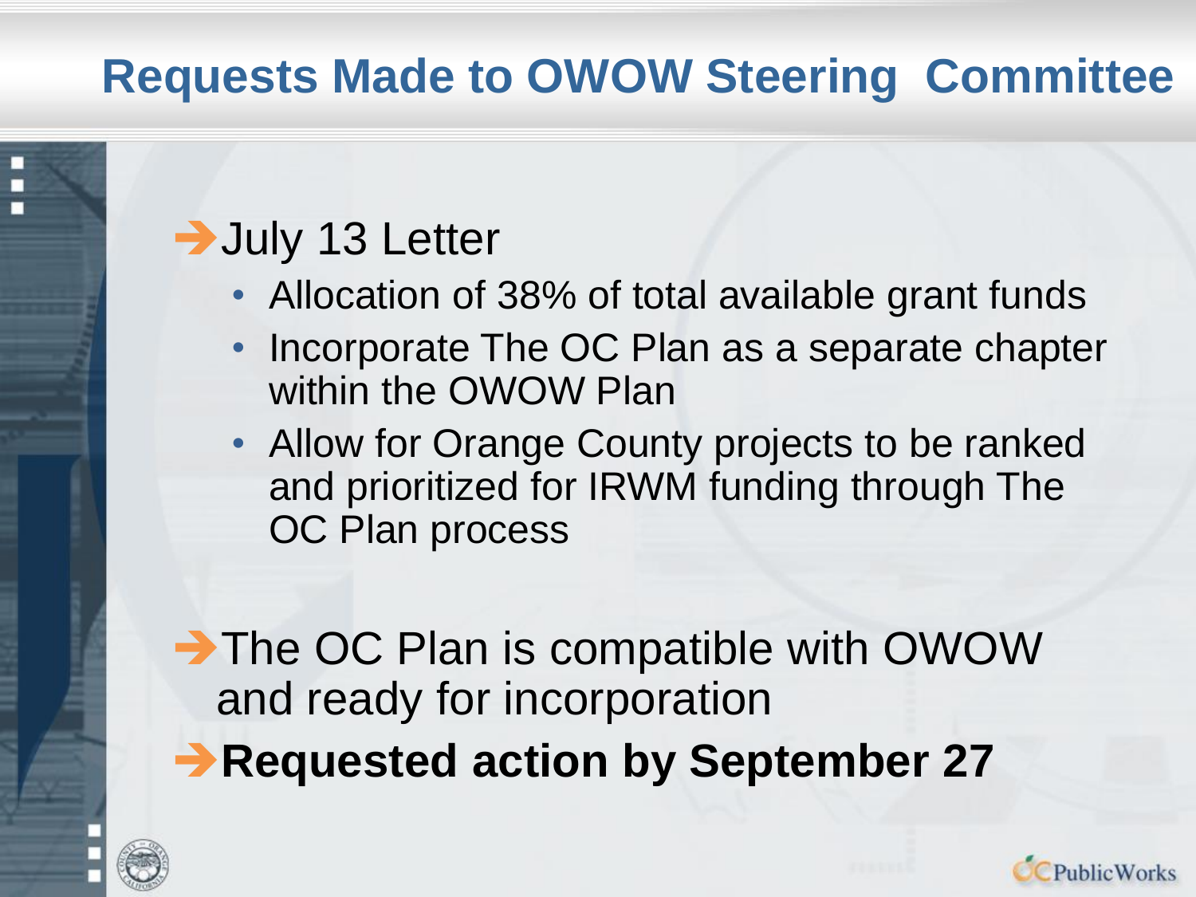# Requests Made to OWOW Steering Committee

- July 13 Letter
  - Allocation of 38% of total available grant funds
  - Incorporate The OC Plan as a separate chapter within the OWOW Plan
  - Allow for Orange County projects to be ranked and prioritized for IRWM funding through The OC Plan process
- The OC Plan is compatible with OWOW and ready for incorporation
- **Requested action by September 27**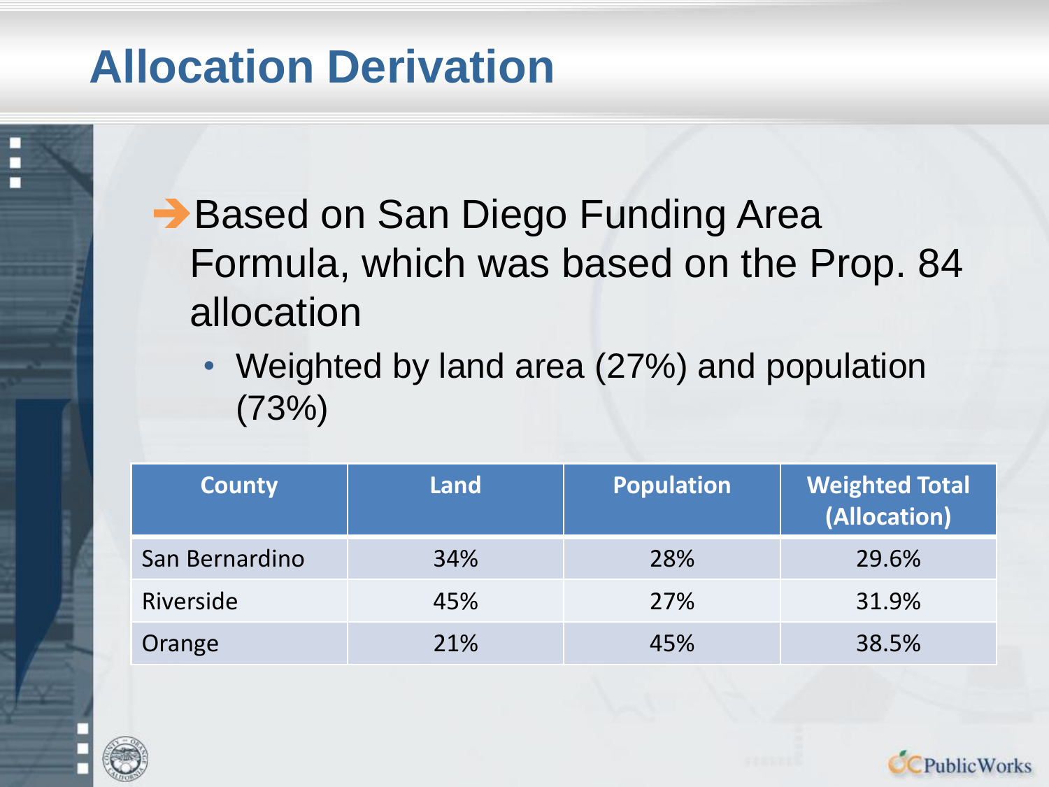# Allocation Derivation

➔ Based on San Diego Funding Area Formula, which was based on the Prop. 84 allocation

- Weighted by land area (27%) and population (73%)

| County | Land | Population | Weighted Total (Allocation) |
|---|---|---|---|
| San Bernardino | 34% | 28% | 29.6% |
| Riverside | 45% | 27% | 31.9% |
| Orange | 21% | 45% | 38.5% |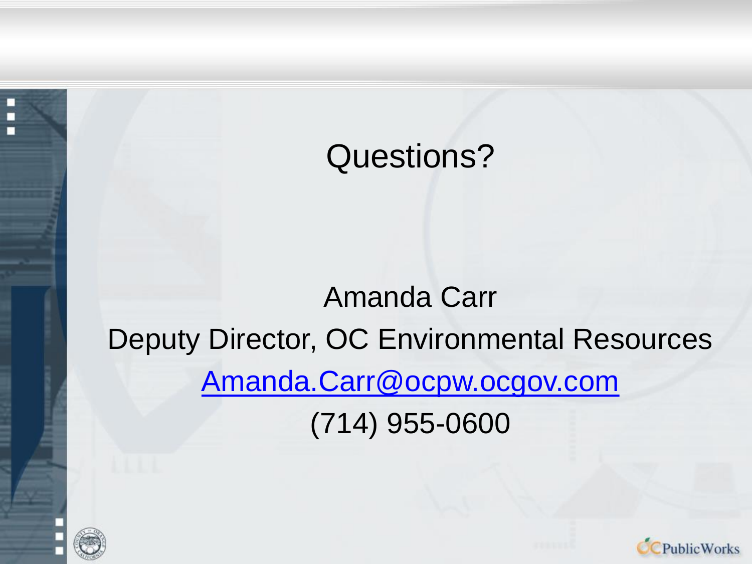# Questions?

Amanda Carr

Deputy Director, OC Environmental Resources

Amanda.Carr@ocpw.ocgov.com

(714) 955-0600